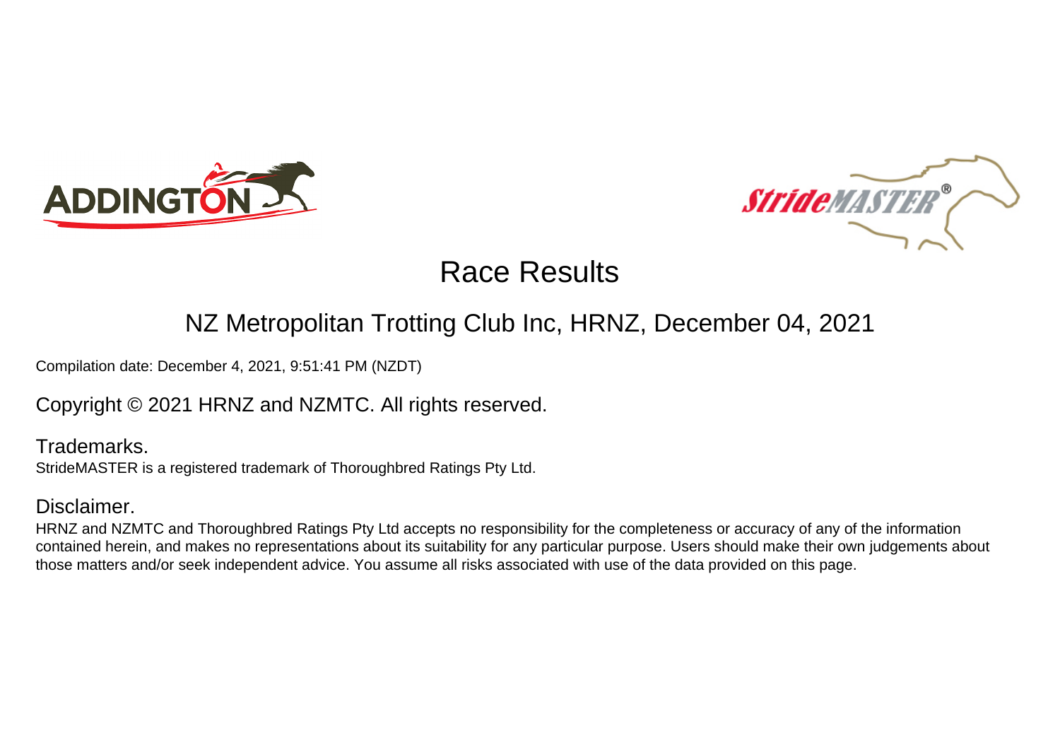# Race Results

## NZ Metropolitan Trotting Club Inc, HRNZ, December 04, 2021

Compilation date: December 4, 2021, 9:51:41 PM (NZDT)

Copyright © 2021 HRNZ and NZMTC. All rights reserved.

### Trademarks.

StrideMASTER is a registered trademark of Thoroughbred Ratings Pty Ltd.

### Disclaimer.

HRNZ and NZMTC and Thoroughbred Ratings Pty Ltd accepts no responsibility for the completeness or accuracy of any of the information contained herein, and makes no representations about its suitability for any particular purpose. Users should make their own judgements about those matters and/or seek independent advice. You assume all risks associated with use of the data provided on this page.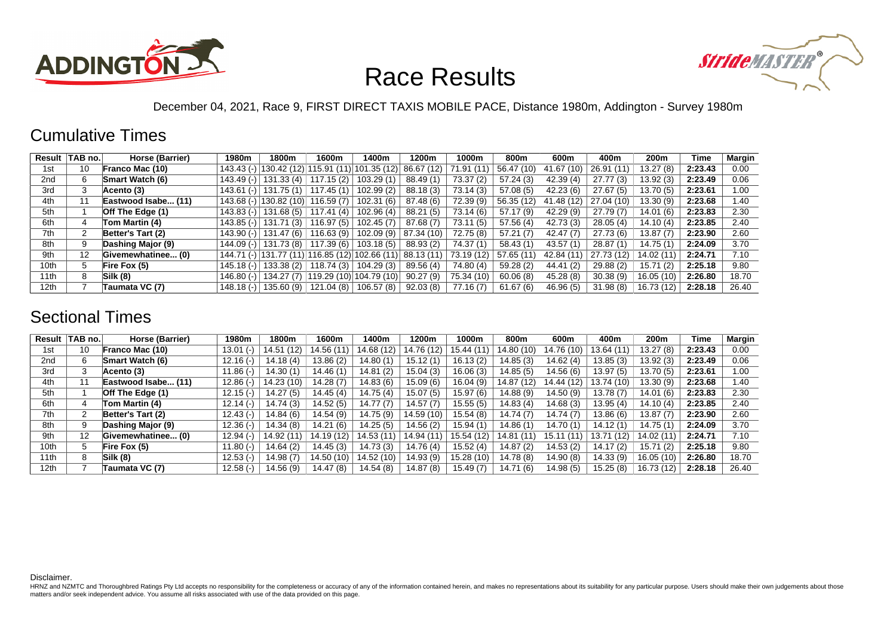# Race Results

December 04, 2021, Race 9, FIRST DIRECT TAXIS MOBILE PACE, Distance 1980m, Addington - Survey 1980m

## Cumulative Times

| Result | TAB no. | Horse (Barrier) | 1980m | 1800m | 1600m | 1400m | 1200m | 1000m | 800m | 600m | 400m | 200m | Time | Margin |
|---|---|---|---|---|---|---|---|---|---|---|---|---|---|---|
| 1st | 10 | **Franco Mac (10)** | 143.43 (-) | 130.42 (12) | 115.91 (11) | 101.35 (12) | 86.67 (12) | 71.91 (11) | 56.47 (10) | 41.67 (10) | 26.91 (11) | 13.27 (8) | **2:23.43** | 0.00 |
| 2nd | 6 | **Smart Watch (6)** | 143.49 (-) | 131.33 (4) | 117.15 (2) | 103.29 (1) | 88.49 (1) | 73.37 (2) | 57.24 (3) | 42.39 (4) | 27.77 (3) | 13.92 (3) | **2:23.49** | 0.06 |
| 3rd | 3 | **Acento (3)** | 143.61 (-) | 131.75 (1) | 117.45 (1) | 102.99 (2) | 88.18 (3) | 73.14 (3) | 57.08 (5) | 42.23 (6) | 27.67 (5) | 13.70 (5) | **2:23.61** | 1.00 |
| 4th | 11 | **Eastwood Isabe... (11)** | 143.68 (-) | 130.82 (10) | 116.59 (7) | 102.31 (6) | 87.48 (6) | 72.39 (9) | 56.35 (12) | 41.48 (12) | 27.04 (10) | 13.30 (9) | **2:23.68** | 1.40 |
| 5th | 1 | **Off The Edge (1)** | 143.83 (-) | 131.68 (5) | 117.41 (4) | 102.96 (4) | 88.21 (5) | 73.14 (6) | 57.17 (9) | 42.29 (9) | 27.79 (7) | 14.01 (6) | **2:23.83** | 2.30 |
| 6th | 4 | **Tom Martin (4)** | 143.85 (-) | 131.71 (3) | 116.97 (5) | 102.45 (7) | 87.68 (7) | 73.11 (5) | 57.56 (4) | 42.73 (3) | 28.05 (4) | 14.10 (4) | **2:23.85** | 2.40 |
| 7th | 2 | **Better's Tart (2)** | 143.90 (-) | 131.47 (6) | 116.63 (9) | 102.09 (9) | 87.34 (10) | 72.75 (8) | 57.21 (7) | 42.47 (7) | 27.73 (6) | 13.87 (7) | **2:23.90** | 2.60 |
| 8th | 9 | **Dashing Major (9)** | 144.09 (-) | 131.73 (8) | 117.39 (6) | 103.18 (5) | 88.93 (2) | 74.37 (1) | 58.43 (1) | 43.57 (1) | 28.87 (1) | 14.75 (1) | **2:24.09** | 3.70 |
| 9th | 12 | **Givemewhatinee... (0)** | 144.71 (-) | 131.77 (11) | 116.85 (12) | 102.66 (11) | 88.13 (11) | 73.19 (12) | 57.65 (11) | 42.84 (11) | 27.73 (12) | 14.02 (11) | **2:24.71** | 7.10 |
| 10th | 5 | **Fire Fox (5)** | 145.18 (-) | 133.38 (2) | 118.74 (3) | 104.29 (3) | 89.56 (4) | 74.80 (4) | 59.28 (2) | 44.41 (2) | 29.88 (2) | 15.71 (2) | **2:25.18** | 9.80 |
| 11th | 8 | **Silk (8)** | 146.80 (-) | 134.27 (7) | 119.29 (10) | 104.79 (10) | 90.27 (9) | 75.34 (10) | 60.06 (8) | 45.28 (8) | 30.38 (9) | 16.05 (10) | **2:26.80** | 18.70 |
| 12th | 7 | **Taumata VC (7)** | 148.18 (-) | 135.60 (9) | 121.04 (8) | 106.57 (8) | 92.03 (8) | 77.16 (7) | 61.67 (6) | 46.96 (5) | 31.98 (8) | 16.73 (12) | **2:28.18** | 26.40 |

## Sectional Times

| Result | TAB no. | Horse (Barrier) | 1980m | 1800m | 1600m | 1400m | 1200m | 1000m | 800m | 600m | 400m | 200m | Time | Margin |
|---|---|---|---|---|---|---|---|---|---|---|---|---|---|---|
| 1st | 10 | **Franco Mac (10)** | 13.01 (-) | 14.51 (12) | 14.56 (11) | 14.68 (12) | 14.76 (12) | 15.44 (11) | 14.80 (10) | 14.76 (10) | 13.64 (11) | 13.27 (8) | **2:23.43** | 0.00 |
| 2nd | 6 | **Smart Watch (6)** | 12.16 (-) | 14.18 (4) | 13.86 (2) | 14.80 (1) | 15.12 (1) | 16.13 (2) | 14.85 (3) | 14.62 (4) | 13.85 (3) | 13.92 (3) | **2:23.49** | 0.06 |
| 3rd | 3 | **Acento (3)** | 11.86 (-) | 14.30 (1) | 14.46 (1) | 14.81 (2) | 15.04 (3) | 16.06 (3) | 14.85 (5) | 14.56 (6) | 13.97 (5) | 13.70 (5) | **2:23.61** | 1.00 |
| 4th | 11 | **Eastwood Isabe... (11)** | 12.86 (-) | 14.23 (10) | 14.28 (7) | 14.83 (6) | 15.09 (6) | 16.04 (9) | 14.87 (12) | 14.44 (12) | 13.74 (10) | 13.30 (9) | **2:23.68** | 1.40 |
| 5th | 1 | **Off The Edge (1)** | 12.15 (-) | 14.27 (5) | 14.45 (4) | 14.75 (4) | 15.07 (5) | 15.97 (6) | 14.88 (9) | 14.50 (9) | 13.78 (7) | 14.01 (6) | **2:23.83** | 2.30 |
| 6th | 4 | **Tom Martin (4)** | 12.14 (-) | 14.74 (3) | 14.52 (5) | 14.77 (7) | 14.57 (7) | 15.55 (5) | 14.83 (4) | 14.68 (3) | 13.95 (4) | 14.10 (4) | **2:23.85** | 2.40 |
| 7th | 2 | **Better's Tart (2)** | 12.43 (-) | 14.84 (6) | 14.54 (9) | 14.75 (9) | 14.59 (10) | 15.54 (8) | 14.74 (7) | 14.74 (7) | 13.86 (6) | 13.87 (7) | **2:23.90** | 2.60 |
| 8th | 9 | **Dashing Major (9)** | 12.36 (-) | 14.34 (8) | 14.21 (6) | 14.25 (5) | 14.56 (2) | 15.94 (1) | 14.86 (1) | 14.70 (1) | 14.12 (1) | 14.75 (1) | **2:24.09** | 3.70 |
| 9th | 12 | **Givemewhatinee... (0)** | 12.94 (-) | 14.92 (11) | 14.19 (12) | 14.53 (11) | 14.94 (11) | 15.54 (12) | 14.81 (11) | 15.11 (11) | 13.71 (12) | 14.02 (11) | **2:24.71** | 7.10 |
| 10th | 5 | **Fire Fox (5)** | 11.80 (-) | 14.64 (2) | 14.45 (3) | 14.73 (3) | 14.76 (4) | 15.52 (4) | 14.87 (2) | 14.53 (2) | 14.17 (2) | 15.71 (2) | **2:25.18** | 9.80 |
| 11th | 8 | **Silk (8)** | 12.53 (-) | 14.98 (7) | 14.50 (10) | 14.52 (10) | 14.93 (9) | 15.28 (10) | 14.78 (8) | 14.90 (8) | 14.33 (9) | 16.05 (10) | **2:26.80** | 18.70 |
| 12th | 7 | **Taumata VC (7)** | 12.58 (-) | 14.56 (9) | 14.47 (8) | 14.54 (8) | 14.87 (8) | 15.49 (7) | 14.71 (6) | 14.98 (5) | 15.25 (8) | 16.73 (12) | **2:28.18** | 26.40 |

Disclaimer.

HRNZ and NZMTC and Thoroughbred Ratings Pty Ltd accepts no responsibility for the completeness or accuracy of any of the information contained herein, and makes no representations about its suitability for any particular purpose. Users should make their own judgements about those matters and/or seek independent advice. You assume all risks associated with use of the data provided on this page.